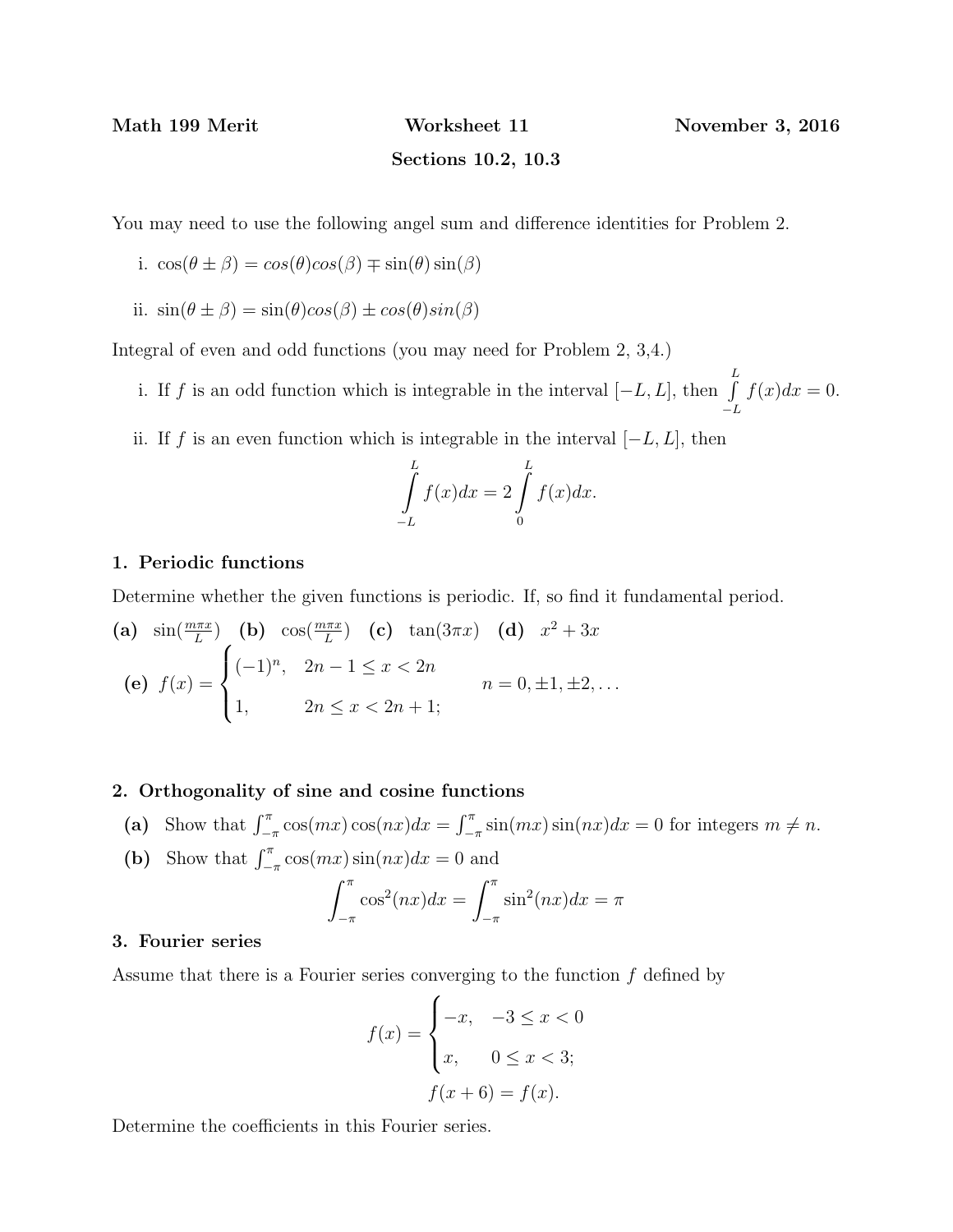**Math 199 Merit** **Worksheet 11** **November 3, 2016**

**Sections 10.2, 10.3**

You may need to use the following angel sum and difference identities for Problem 2.

i. $\cos(\theta \pm \beta) = cos(\theta)cos(\beta) \mp \sin(\theta)\sin(\beta)$

ii. $\sin(\theta \pm \beta) = \sin(\theta)cos(\beta) \pm cos(\theta)sin(\beta)$

Integral of even and odd functions (you may need for Problem 2, 3,4.)

i. If $f$ is an odd function which is integrable in the interval $[-L, L]$, then $\int_{-L}^{L} f(x)dx = 0$.

ii. If $f$ is an even function which is integrable in the interval $[-L, L]$, then

$$\int_{-L}^{L} f(x)dx = 2\int_{0}^{L} f(x)dx.$$

### 1. Periodic functions

Determine whether the given functions is periodic. If, so find it fundamental period.

**(a)** $\sin(\frac{m\pi x}{L})$ **(b)** $\cos(\frac{m\pi x}{L})$ **(c)** $\tan(3\pi x)$ **(d)** $x^2 + 3x$

**(e)** $f(x) = \begin{cases} (-1)^n, & 2n-1 \leq x < 2n \\ 1, & 2n \leq x < 2n+1; \end{cases} \qquad n = 0, \pm1, \pm2, \ldots$

### 2. Orthogonality of sine and cosine functions

**(a)** Show that $\int_{-\pi}^{\pi} \cos(mx)\cos(nx)dx = \int_{-\pi}^{\pi} \sin(mx)\sin(nx)dx = 0$ for integers $m \neq n$.

**(b)** Show that $\int_{-\pi}^{\pi} \cos(mx)\sin(nx)dx = 0$ and

$$\int_{-\pi}^{\pi} \cos^2(nx)dx = \int_{-\pi}^{\pi} \sin^2(nx)dx = \pi$$

### 3. Fourier series

Assume that there is a Fourier series converging to the function $f$ defined by

$$f(x) = \begin{cases} -x, & -3 \leq x < 0 \\ x, & 0 \leq x < 3; \end{cases}$$

$$f(x+6) = f(x).$$

Determine the coefficients in this Fourier series.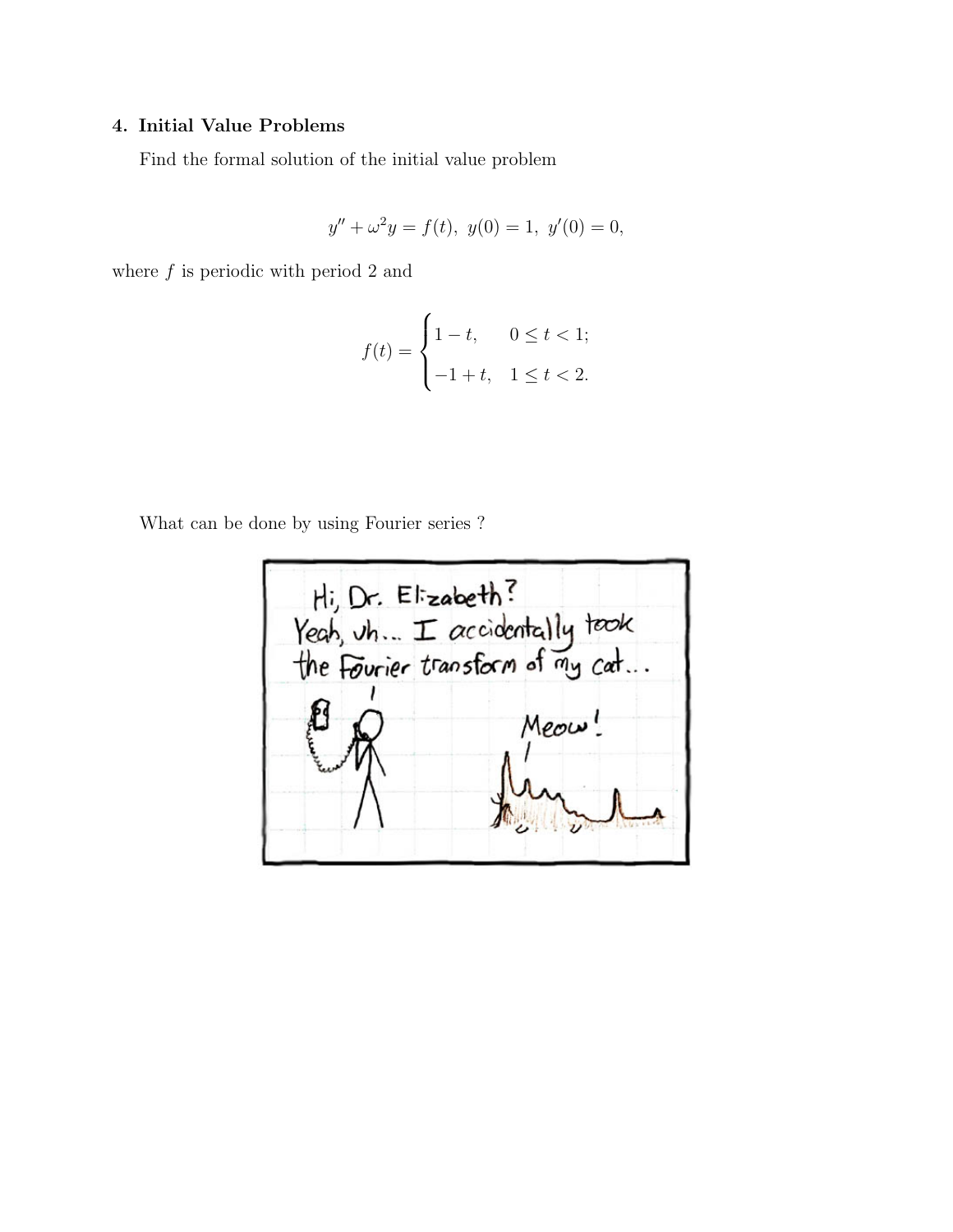**4. Initial Value Problems**

Find the formal solution of the initial value problem

$$y'' + \omega^2 y = f(t),\ y(0) = 1,\ y'(0) = 0,$$

where $f$ is periodic with period 2 and

$$f(t) = \begin{cases} 1 - t, & 0 \leq t < 1; \\ -1 + t, & 1 \leq t < 2. \end{cases}$$

What can be done by using Fourier series ?